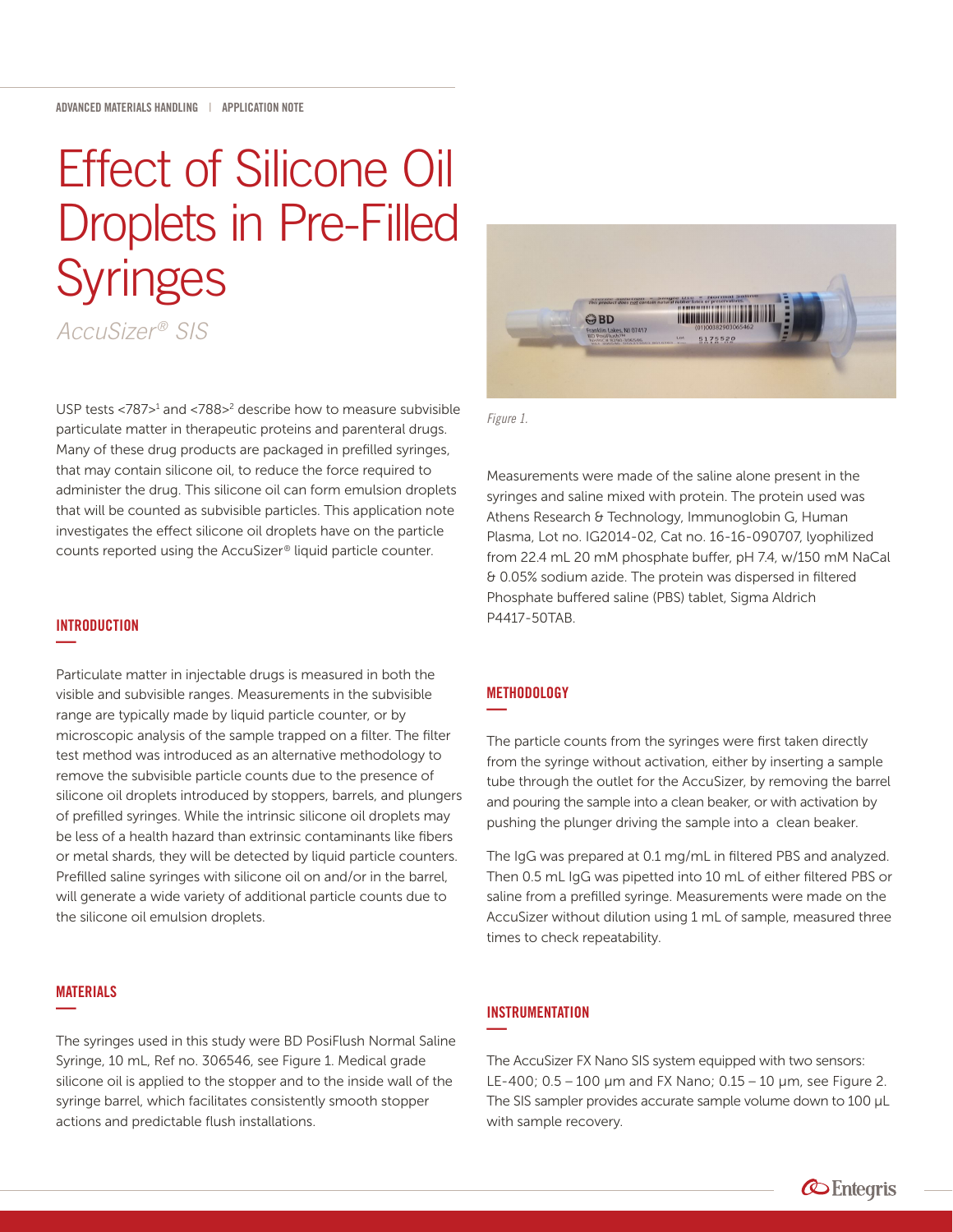ADVANCED MATERIALS HANDLING | APPLICATION NOTE

# Effect of Silicone Oil Droplets in Pre-Filled Syringes

*AccuSizer® SIS*

USP tests <787>[1] and <788>[2] describe how to measure subvisible particulate matter in therapeutic proteins and parenteral drugs. Many of these drug products are packaged in prefilled syringes, that may contain silicone oil, to reduce the force required to administer the drug. This silicone oil can form emulsion droplets that will be counted as subvisible particles. This application note investigates the effect silicone oil droplets have on the particle counts reported using the AccuSizer® liquid particle counter.

## INTRODUCTION

Particulate matter in injectable drugs is measured in both the visible and subvisible ranges. Measurements in the subvisible range are typically made by liquid particle counter, or by microscopic analysis of the sample trapped on a filter. The filter test method was introduced as an alternative methodology to remove the subvisible particle counts due to the presence of silicone oil droplets introduced by stoppers, barrels, and plungers of prefilled syringes. While the intrinsic silicone oil droplets may be less of a health hazard than extrinsic contaminants like fibers or metal shards, they will be detected by liquid particle counters. Prefilled saline syringes with silicone oil on and/or in the barrel, will generate a wide variety of additional particle counts due to the silicone oil emulsion droplets.

## MATERIALS

The syringes used in this study were BD PosiFlush Normal Saline Syringe, 10 mL, Ref no. 306546, see Figure 1. Medical grade silicone oil is applied to the stopper and to the inside wall of the syringe barrel, which facilitates consistently smooth stopper actions and predictable flush installations.

*Figure 1.*

Measurements were made of the saline alone present in the syringes and saline mixed with protein. The protein used was Athens Research & Technology, Immunoglobin G, Human Plasma, Lot no. IG2014-02, Cat no. 16-16-090707, lyophilized from 22.4 mL 20 mM phosphate buffer, pH 7.4, w/150 mM NaCal & 0.05% sodium azide. The protein was dispersed in filtered Phosphate buffered saline (PBS) tablet, Sigma Aldrich P4417-50TAB.

## METHODOLOGY

The particle counts from the syringes were first taken directly from the syringe without activation, either by inserting a sample tube through the outlet for the AccuSizer, by removing the barrel and pouring the sample into a clean beaker, or with activation by pushing the plunger driving the sample into a clean beaker.

The IgG was prepared at 0.1 mg/mL in filtered PBS and analyzed. Then 0.5 mL IgG was pipetted into 10 mL of either filtered PBS or saline from a prefilled syringe. Measurements were made on the AccuSizer without dilution using 1 mL of sample, measured three times to check repeatability.

## INSTRUMENTATION

The AccuSizer FX Nano SIS system equipped with two sensors: LE-400; 0.5 – 100 µm and FX Nano; 0.15 – 10 µm, see Figure 2. The SIS sampler provides accurate sample volume down to 100 µL with sample recovery.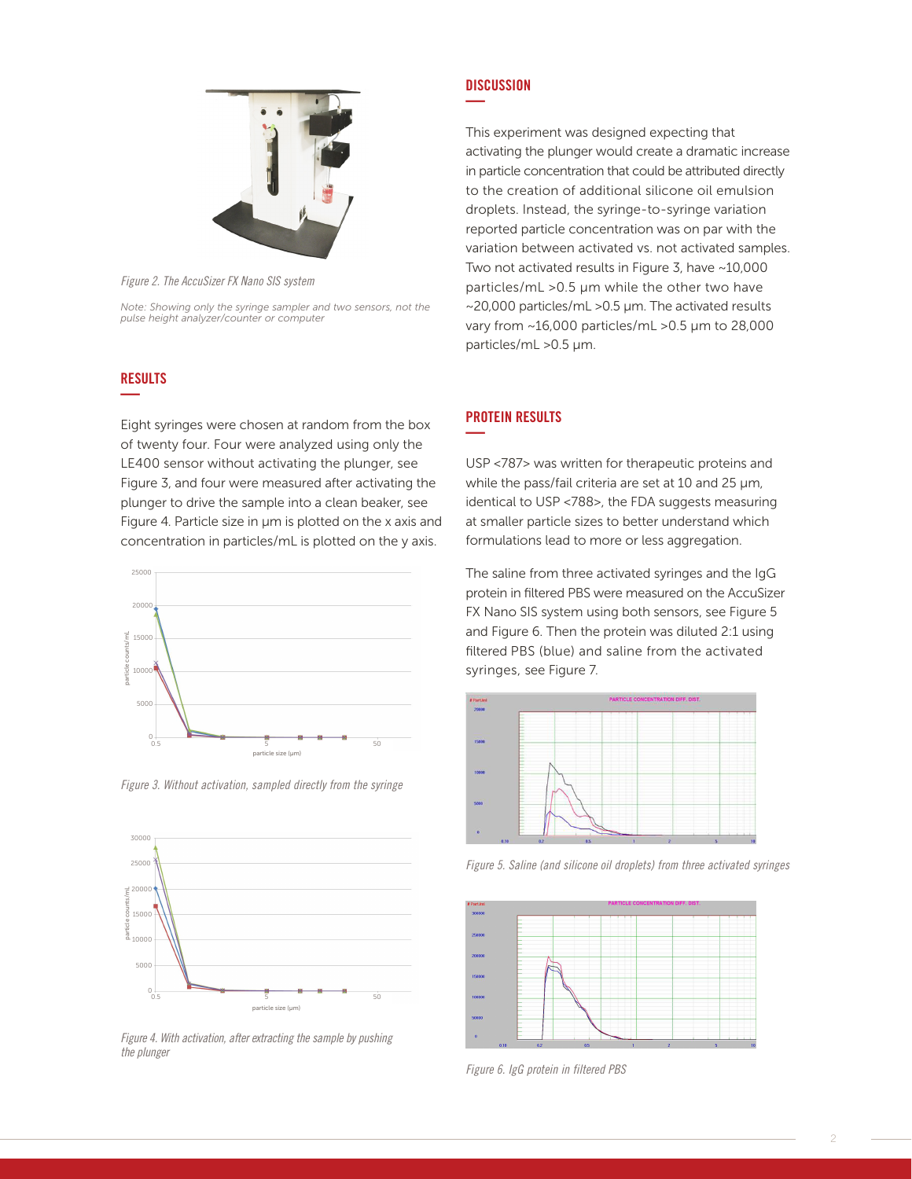*Figure 2. The AccuSizer FX Nano SIS system*

*Note: Showing only the syringe sampler and two sensors, not the pulse height analyzer/counter or computer*

## RESULTS

Eight syringes were chosen at random from the box of twenty four. Four were analyzed using only the LE400 sensor without activating the plunger, see Figure 3, and four were measured after activating the plunger to drive the sample into a clean beaker, see Figure 4. Particle size in µm is plotted on the x axis and concentration in particles/mL is plotted on the y axis.

*Figure 3. Without activation, sampled directly from the syringe*

*Figure 4. With activation, after extracting the sample by pushing the plunger*

## DISCUSSION

This experiment was designed expecting that activating the plunger would create a dramatic increase in particle concentration that could be attributed directly to the creation of additional silicone oil emulsion droplets. Instead, the syringe-to-syringe variation reported particle concentration was on par with the variation between activated vs. not activated samples. Two not activated results in Figure 3, have ~10,000 particles/mL >0.5 µm while the other two have ~20,000 particles/mL >0.5 µm. The activated results vary from ~16,000 particles/mL >0.5 µm to 28,000 particles/mL >0.5 µm.

## PROTEIN RESULTS

USP <787> was written for therapeutic proteins and while the pass/fail criteria are set at 10 and 25 µm, identical to USP <788>, the FDA suggests measuring at smaller particle sizes to better understand which formulations lead to more or less aggregation.

The saline from three activated syringes and the IgG protein in filtered PBS were measured on the AccuSizer FX Nano SIS system using both sensors, see Figure 5 and Figure 6. Then the protein was diluted 2:1 using filtered PBS (blue) and saline from the activated syringes, see Figure 7.

*Figure 5. Saline (and silicone oil droplets) from three activated syringes*

*Figure 6. IgG protein in filtered PBS*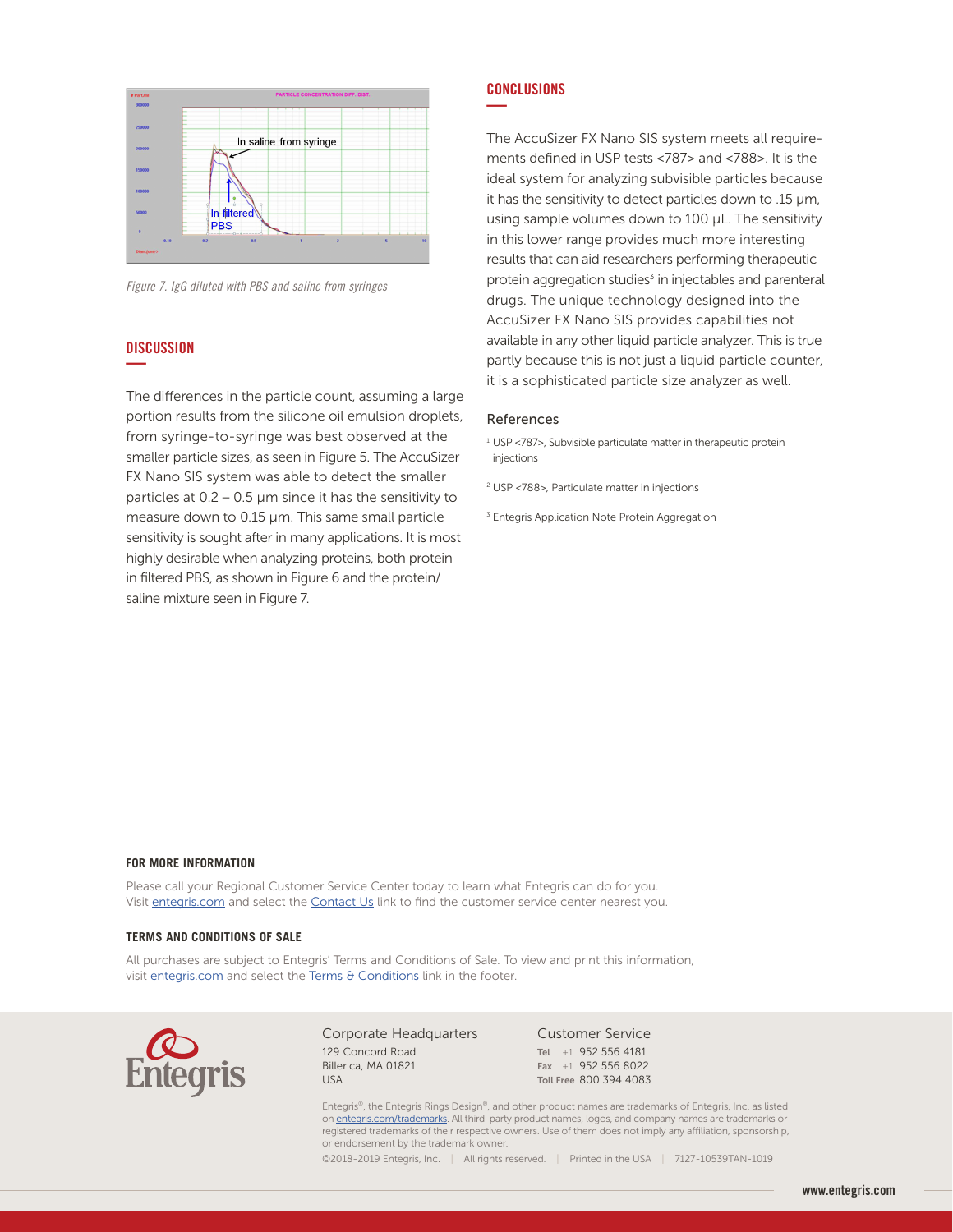PARTICLE CONCENTRATION DIFF. DIST.

In saline from syringe

In filtered PBS

*Figure 7. IgG diluted with PBS and saline from syringes*

## DISCUSSION

The differences in the particle count, assuming a large portion results from the silicone oil emulsion droplets, from syringe-to-syringe was best observed at the smaller particle sizes, as seen in Figure 5. The AccuSizer FX Nano SIS system was able to detect the smaller particles at 0.2 – 0.5 µm since it has the sensitivity to measure down to 0.15 µm. This same small particle sensitivity is sought after in many applications. It is most highly desirable when analyzing proteins, both protein in filtered PBS, as shown in Figure 6 and the protein/saline mixture seen in Figure 7.

## CONCLUSIONS

The AccuSizer FX Nano SIS system meets all requirements defined in USP tests <787> and <788>. It is the ideal system for analyzing subvisible particles because it has the sensitivity to detect particles down to .15 µm, using sample volumes down to 100 µL. The sensitivity in this lower range provides much more interesting results that can aid researchers performing therapeutic protein aggregation studies[3] in injectables and parenteral drugs. The unique technology designed into the AccuSizer FX Nano SIS provides capabilities not available in any other liquid particle analyzer. This is true partly because this is not just a liquid particle counter, it is a sophisticated particle size analyzer as well.

### References

[1] USP <787>, Subvisible particulate matter in therapeutic protein injections

[2] USP <788>, Particulate matter in injections

[3] Entegris Application Note Protein Aggregation

#### FOR MORE INFORMATION

Please call your Regional Customer Service Center today to learn what Entegris can do for you. Visit entegris.com and select the Contact Us link to find the customer service center nearest you.

#### TERMS AND CONDITIONS OF SALE

All purchases are subject to Entegris' Terms and Conditions of Sale. To view and print this information, visit entegris.com and select the Terms & Conditions link in the footer.

Entegris

Corporate Headquarters
129 Concord Road
Billerica, MA 01821
USA

Customer Service
Tel +1 952 556 4181
Fax +1 952 556 8022
Toll Free 800 394 4083

Entegris®, the Entegris Rings Design®, and other product names are trademarks of Entegris, Inc. as listed on entegris.com/trademarks. All third-party product names, logos, and company names are trademarks or registered trademarks of their respective owners. Use of them does not imply any affiliation, sponsorship, or endorsement by the trademark owner.

©2018-2019 Entegris, Inc. | All rights reserved. | Printed in the USA | 7127-10539TAN-1019

www.entegris.com